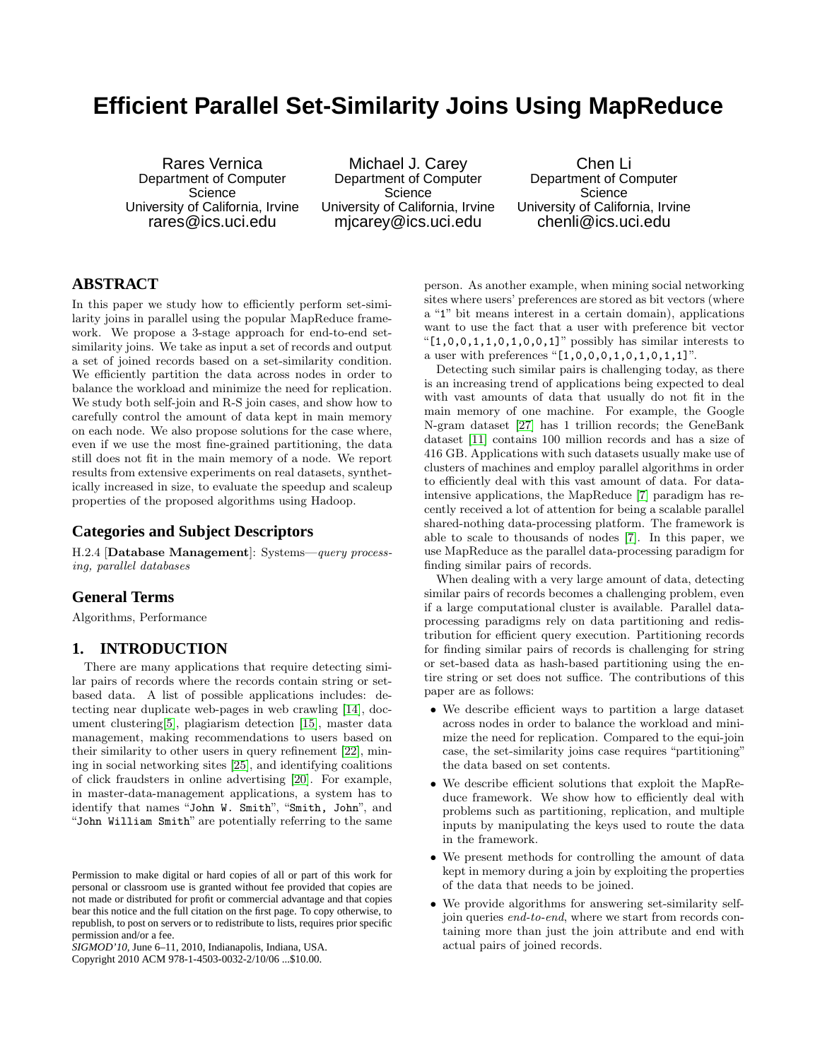# Efficient Parallel Set-Similarity Joins Using MapReduce

Rares Vernica
Department of Computer Science
University of California, Irvine
rares@ics.uci.edu

Michael J. Carey
Department of Computer Science
University of California, Irvine
mjcarey@ics.uci.edu

Chen Li
Department of Computer Science
University of California, Irvine
chenli@ics.uci.edu

## ABSTRACT

In this paper we study how to efficiently perform set-similarity joins in parallel using the popular MapReduce framework. We propose a 3-stage approach for end-to-end set-similarity joins. We take as input a set of records and output a set of joined records based on a set-similarity condition. We efficiently partition the data across nodes in order to balance the workload and minimize the need for replication. We study both self-join and R-S join cases, and show how to carefully control the amount of data kept in main memory on each node. We also propose solutions for the case where, even if we use the most fine-grained partitioning, the data still does not fit in the main memory of a node. We report results from extensive experiments on real datasets, synthetically increased in size, to evaluate the speedup and scaleup properties of the proposed algorithms using Hadoop.

## Categories and Subject Descriptors

H.2.4 [**Database Management**]: Systems—*query processing, parallel databases*

## General Terms

Algorithms, Performance

## 1. INTRODUCTION

There are many applications that require detecting similar pairs of records where the records contain string or set-based data. A list of possible applications includes: detecting near duplicate web-pages in web crawling [14], document clustering[5], plagiarism detection [15], master data management, making recommendations to users based on their similarity to other users in query refinement [22], mining in social networking sites [25], and identifying coalitions of click fraudsters in online advertising [20]. For example, in master-data-management applications, a system has to identify that names "`John W. Smith`", "`Smith, John`", and "`John William Smith`" are potentially referring to the same person. As another example, when mining social networking sites where users' preferences are stored as bit vectors (where a "`1`" bit means interest in a certain domain), applications want to use the fact that a user with preference bit vector "`[1,0,0,1,1,0,1,0,0,1]`" possibly has similar interests to a user with preferences "`[1,0,0,0,1,0,1,0,1,1]`".

Detecting such similar pairs is challenging today, as there is an increasing trend of applications being expected to deal with vast amounts of data that usually do not fit in the main memory of one machine. For example, the Google N-gram dataset [27] has 1 trillion records; the GeneBank dataset [11] contains 100 million records and has a size of 416 GB. Applications with such datasets usually make use of clusters of machines and employ parallel algorithms in order to efficiently deal with this vast amount of data. For data-intensive applications, the MapReduce [7] paradigm has recently received a lot of attention for being a scalable parallel shared-nothing data-processing platform. The framework is able to scale to thousands of nodes [7]. In this paper, we use MapReduce as the parallel data-processing paradigm for finding similar pairs of records.

When dealing with a very large amount of data, detecting similar pairs of records becomes a challenging problem, even if a large computational cluster is available. Parallel data-processing paradigms rely on data partitioning and redistribution for efficient query execution. Partitioning records for finding similar pairs of records is challenging for string or set-based data as hash-based partitioning using the entire string or set does not suffice. The contributions of this paper are as follows:

- We describe efficient ways to partition a large dataset across nodes in order to balance the workload and minimize the need for replication. Compared to the equi-join case, the set-similarity joins case requires "partitioning" the data based on set contents.
- We describe efficient solutions that exploit the MapReduce framework. We show how to efficiently deal with problems such as partitioning, replication, and multiple inputs by manipulating the keys used to route the data in the framework.
- We present methods for controlling the amount of data kept in memory during a join by exploiting the properties of the data that needs to be joined.
- We provide algorithms for answering set-similarity self-join queries *end-to-end*, where we start from records containing more than just the join attribute and end with actual pairs of joined records.

Permission to make digital or hard copies of all or part of this work for personal or classroom use is granted without fee provided that copies are not made or distributed for profit or commercial advantage and that copies bear this notice and the full citation on the first page. To copy otherwise, to republish, to post on servers or to redistribute to lists, requires prior specific permission and/or a fee.
*SIGMOD'10*, June 6–11, 2010, Indianapolis, Indiana, USA.
Copyright 2010 ACM 978-1-4503-0032-2/10/06 ...$10.00.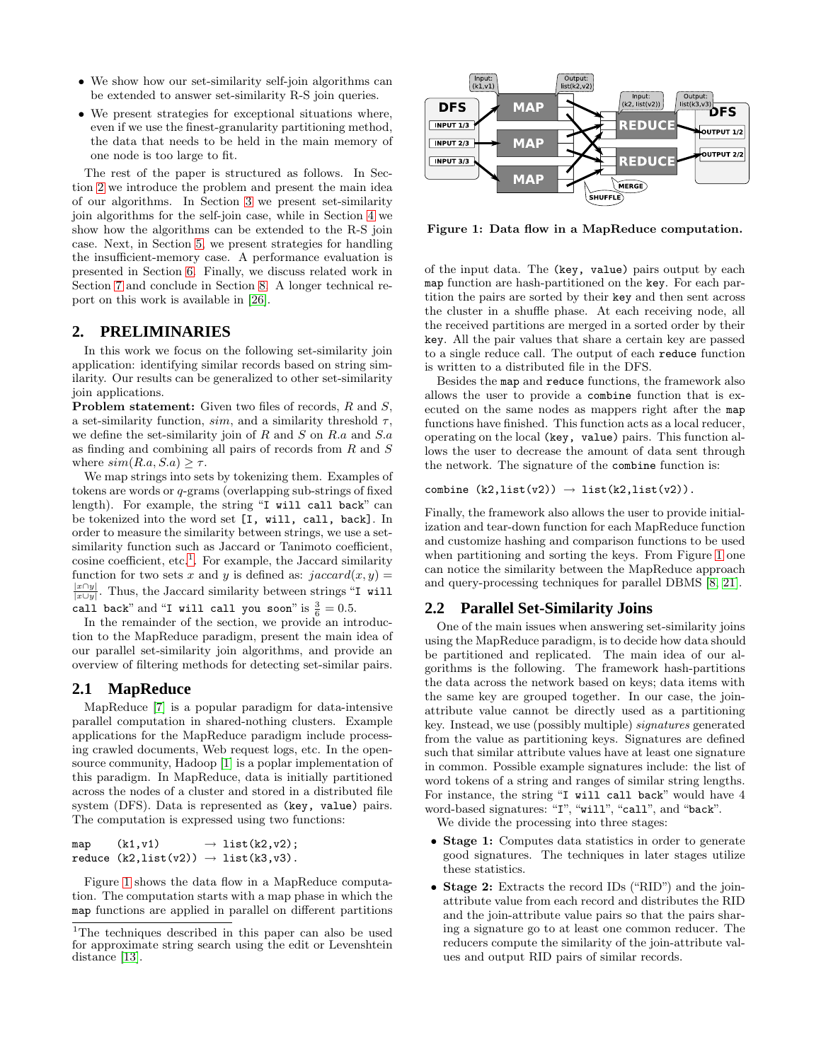- We show how our set-similarity self-join algorithms can be extended to answer set-similarity R-S join queries.
- We present strategies for exceptional situations where, even if we use the finest-granularity partitioning method, the data that needs to be held in the main memory of one node is too large to fit.

The rest of the paper is structured as follows. In Section 2 we introduce the problem and present the main idea of our algorithms. In Section 3 we present set-similarity join algorithms for the self-join case, while in Section 4 we show how the algorithms can be extended to the R-S join case. Next, in Section 5, we present strategies for handling the insufficient-memory case. A performance evaluation is presented in Section 6. Finally, we discuss related work in Section 7 and conclude in Section 8. A longer technical report on this work is available in [26].

## 2. PRELIMINARIES

In this work we focus on the following set-similarity join application: identifying similar records based on string similarity. Our results can be generalized to other set-similarity join applications.

**Problem statement:** Given two files of records, $R$ and $S$, a set-similarity function, $sim$, and a similarity threshold $\tau$, we define the set-similarity join of $R$ and $S$ on $R.a$ and $S.a$ as finding and combining all pairs of records from $R$ and $S$ where $sim(R.a, S.a) \geq \tau$.

We map strings into sets by tokenizing them. Examples of tokens are words or $q$-grams (overlapping sub-strings of fixed length). For example, the string "`I will call back`" can be tokenized into the word set `[I, will, call, back]`. In order to measure the similarity between strings, we use a set-similarity function such as Jaccard or Tanimoto coefficient, cosine coefficient, etc.[1]. For example, the Jaccard similarity function for two sets $x$ and $y$ is defined as: $jaccard(x, y) = \frac{|x \cap y|}{|x \cup y|}$. Thus, the Jaccard similarity between strings "`I will call back`" and "`I will call you soon`" is $\frac{3}{6} = 0.5$.

In the remainder of the section, we provide an introduction to the MapReduce paradigm, present the main idea of our parallel set-similarity join algorithms, and provide an overview of filtering methods for detecting set-similar pairs.

### 2.1 MapReduce

MapReduce [7] is a popular paradigm for data-intensive parallel computation in shared-nothing clusters. Example applications for the MapReduce paradigm include processing crawled documents, Web request logs, etc. In the open-source community, Hadoop [1] is a poplar implementation of this paradigm. In MapReduce, data is initially partitioned across the nodes of a cluster and stored in a distributed file system (DFS). Data is represented as `(key, value)` pairs. The computation is expressed using two functions:

```
map    (k1,v1)        → list(k2,v2);
reduce (k2,list(v2))  → list(k3,v3).
```

Figure 1 shows the data flow in a MapReduce computation. The computation starts with a map phase in which the `map` functions are applied in parallel on different partitions of the input data. The `(key, value)` pairs output by each `map` function are hash-partitioned on the `key`. For each partition the pairs are sorted by their `key` and then sent across the cluster in a shuffle phase. At each receiving node, all the received partitions are merged in a sorted order by their `key`. All the pair values that share a certain key are passed to a single reduce call. The output of each `reduce` function is written to a distributed file in the DFS.

**Figure 1: Data flow in a MapReduce computation.**

Besides the `map` and `reduce` functions, the framework also allows the user to provide a `combine` function that is executed on the same nodes as mappers right after the `map` functions have finished. This function acts as a local reducer, operating on the local `(key, value)` pairs. This function allows the user to decrease the amount of data sent through the network. The signature of the `combine` function is:

```
combine (k2,list(v2)) → list(k2,list(v2)).
```

Finally, the framework also allows the user to provide initialization and tear-down function for each MapReduce function and customize hashing and comparison functions to be used when partitioning and sorting the keys. From Figure 1 one can notice the similarity between the MapReduce approach and query-processing techniques for parallel DBMS [8, 21].

### 2.2 Parallel Set-Similarity Joins

One of the main issues when answering set-similarity joins using the MapReduce paradigm, is to decide how data should be partitioned and replicated. The main idea of our algorithms is the following. The framework hash-partitions the data across the network based on keys; data items with the same key are grouped together. In our case, the join-attribute value cannot be directly used as a partitioning key. Instead, we use (possibly multiple) *signatures* generated from the value as partitioning keys. Signatures are defined such that similar attribute values have at least one signature in common. Possible example signatures include: the list of word tokens of a string and ranges of similar string lengths. For instance, the string "`I will call back`" would have 4 word-based signatures: "`I`", "`will`", "`call`", and "`back`".

We divide the processing into three stages:

- **Stage 1:** Computes data statistics in order to generate good signatures. The techniques in later stages utilize these statistics.
- **Stage 2:** Extracts the record IDs ("RID") and the join-attribute value from each record and distributes the RID and the join-attribute value pairs so that the pairs sharing a signature go to at least one common reducer. The reducers compute the similarity of the join-attribute values and output RID pairs of similar records.

[1] The techniques described in this paper can also be used for approximate string search using the edit or Levenshtein distance [13].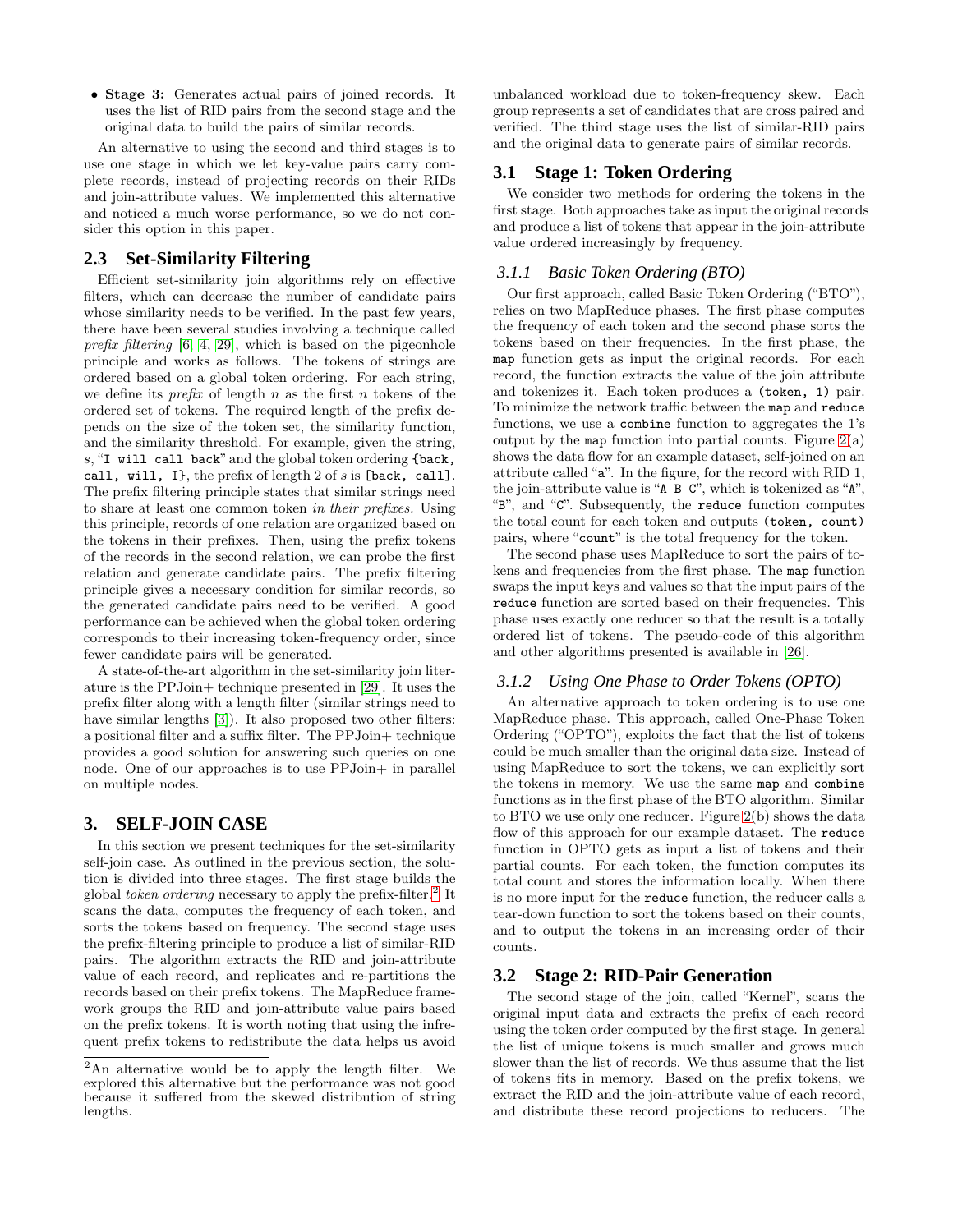- **Stage 3:** Generates actual pairs of joined records. It uses the list of RID pairs from the second stage and the original data to build the pairs of similar records.

An alternative to using the second and third stages is to use one stage in which we let key-value pairs carry complete records, instead of projecting records on their RIDs and join-attribute values. We implemented this alternative and noticed a much worse performance, so we do not consider this option in this paper.

## 2.3 Set-Similarity Filtering

Efficient set-similarity join algorithms rely on effective filters, which can decrease the number of candidate pairs whose similarity needs to be verified. In the past few years, there have been several studies involving a technique called *prefix filtering* [6, 4, 29], which is based on the pigeonhole principle and works as follows. The tokens of strings are ordered based on a global token ordering. For each string, we define its *prefix* of length $n$ as the first $n$ tokens of the ordered set of tokens. The required length of the prefix depends on the size of the token set, the similarity function, and the similarity threshold. For example, given the string, $s$, "`I will call back`" and the global token ordering `{back, call, will, I}`, the prefix of length 2 of $s$ is `[back, call]`. The prefix filtering principle states that similar strings need to share at least one common token *in their prefixes*. Using this principle, records of one relation are organized based on the tokens in their prefixes. Then, using the prefix tokens of the records in the second relation, we can probe the first relation and generate candidate pairs. The prefix filtering principle gives a necessary condition for similar records, so the generated candidate pairs need to be verified. A good performance can be achieved when the global token ordering corresponds to their increasing token-frequency order, since fewer candidate pairs will be generated.

A state-of-the-art algorithm in the set-similarity join literature is the PPJoin+ technique presented in [29]. It uses the prefix filter along with a length filter (similar strings need to have similar lengths [3]). It also proposed two other filters: a positional filter and a suffix filter. The PPJoin+ technique provides a good solution for answering such queries on one node. One of our approaches is to use PPJoin+ in parallel on multiple nodes.

# 3. SELF-JOIN CASE

In this section we present techniques for the set-similarity self-join case. As outlined in the previous section, the solution is divided into three stages. The first stage builds the global *token ordering* necessary to apply the prefix-filter.[2] It scans the data, computes the frequency of each token, and sorts the tokens based on frequency. The second stage uses the prefix-filtering principle to produce a list of similar-RID pairs. The algorithm extracts the RID and join-attribute value of each record, and replicates and re-partitions the records based on their prefix tokens. The MapReduce framework groups the RID and join-attribute value pairs based on the prefix tokens. It is worth noting that using the infrequent prefix tokens to redistribute the data helps us avoid unbalanced workload due to token-frequency skew. Each group represents a set of candidates that are cross paired and verified. The third stage uses the list of similar-RID pairs and the original data to generate pairs of similar records.

[2] An alternative would be to apply the length filter. We explored this alternative but the performance was not good because it suffered from the skewed distribution of string lengths.

## 3.1 Stage 1: Token Ordering

We consider two methods for ordering the tokens in the first stage. Both approaches take as input the original records and produce a list of tokens that appear in the join-attribute value ordered increasingly by frequency.

### 3.1.1 Basic Token Ordering (BTO)

Our first approach, called Basic Token Ordering ("BTO"), relies on two MapReduce phases. The first phase computes the frequency of each token and the second phase sorts the tokens based on their frequencies. In the first phase, the `map` function gets as input the original records. For each record, the function extracts the value of the join attribute and tokenizes it. Each token produces a `(token, 1)` pair. To minimize the network traffic between the `map` and `reduce` functions, we use a `combine` function to aggregates the 1's output by the `map` function into partial counts. Figure 2(a) shows the data flow for an example dataset, self-joined on an attribute called "`a`". In the figure, for the record with RID 1, the join-attribute value is "`A B C`", which is tokenized as "`A`", "`B`", and "`C`". Subsequently, the `reduce` function computes the total count for each token and outputs `(token, count)` pairs, where "`count`" is the total frequency for the token.

The second phase uses MapReduce to sort the pairs of tokens and frequencies from the first phase. The `map` function swaps the input keys and values so that the input pairs of the `reduce` function are sorted based on their frequencies. This phase uses exactly one reducer so that the result is a totally ordered list of tokens. The pseudo-code of this algorithm and other algorithms presented is available in [26].

### 3.1.2 Using One Phase to Order Tokens (OPTO)

An alternative approach to token ordering is to use one MapReduce phase. This approach, called One-Phase Token Ordering ("OPTO"), exploits the fact that the list of tokens could be much smaller than the original data size. Instead of using MapReduce to sort the tokens, we can explicitly sort the tokens in memory. We use the same `map` and `combine` functions as in the first phase of the BTO algorithm. Similar to BTO we use only one reducer. Figure 2(b) shows the data flow of this approach for our example dataset. The `reduce` function in OPTO gets as input a list of tokens and their partial counts. For each token, the function computes its total count and stores the information locally. When there is no more input for the `reduce` function, the reducer calls a tear-down function to sort the tokens based on their counts, and to output the tokens in an increasing order of their counts.

## 3.2 Stage 2: RID-Pair Generation

The second stage of the join, called "Kernel", scans the original input data and extracts the prefix of each record using the token order computed by the first stage. In general the list of unique tokens is much smaller and grows much slower than the list of records. We thus assume that the list of tokens fits in memory. Based on the prefix tokens, we extract the RID and the join-attribute value of each record, and distribute these record projections to reducers. The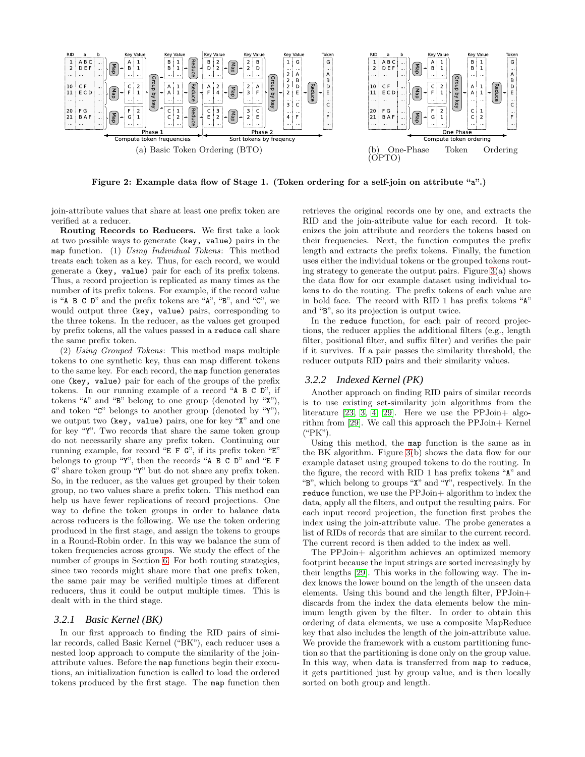RID a b

Key Value

Map

Group by key

Reduce

Phase 1

Compute token frequencies

Phase 2

Sort tokens by freqency

Token

(a) Basic Token Ordering (BTO)

One Phase

Compute token ordering

(b) One-Phase Token Ordering (OPTO)

**Figure 2: Example data flow of Stage 1. (Token ordering for a self-join on attribute "a".)**

join-attribute values that share at least one prefix token are verified at a reducer.

**Routing Records to Reducers.** We first take a look at two possible ways to generate (key, value) pairs in the map function. (1) *Using Individual Tokens*: This method treats each token as a key. Thus, for each record, we would generate a (key, value) pair for each of its prefix tokens. Thus, a record projection is replicated as many times as the number of its prefix tokens. For example, if the record value is "A B C D" and the prefix tokens are "A", "B", and "C", we would output three (key, value) pairs, corresponding to the three tokens. In the reducer, as the values get grouped by prefix tokens, all the values passed in a reduce call share the same prefix token.

(2) *Using Grouped Tokens*: This method maps multiple tokens to one synthetic key, thus can map different tokens to the same key. For each record, the map function generates one (key, value) pair for each of the groups of the prefix tokens. In our running example of a record "A B C D", if tokens "A" and "B" belong to one group (denoted by "X"), and token "C" belongs to another group (denoted by "Y"), we output two (key, value) pairs, one for key "X" and one for key "Y". Two records that share the same token group do not necessarily share any prefix token. Continuing our running example, for record "E F G", if its prefix token "E" belongs to group "Y", then the records "A B C D" and "E F G" share token group "Y" but do not share any prefix token. So, in the reducer, as the values get grouped by their token group, no two values share a prefix token. This method can help us have fewer replications of record projections. One way to define the token groups in order to balance data across reducers is the following. We use the token ordering produced in the first stage, and assign the tokens to groups in a Round-Robin order. In this way we balance the sum of token frequencies across groups. We study the effect of the number of groups in Section 6. For both routing strategies, since two records might share more that one prefix token, the same pair may be verified multiple times at different reducers, thus it could be output multiple times. This is dealt with in the third stage.

### 3.2.1 Basic Kernel (BK)

In our first approach to finding the RID pairs of similar records, called Basic Kernel ("BK"), each reducer uses a nested loop approach to compute the similarity of the join-attribute values. Before the map functions begin their executions, an initialization function is called to load the ordered tokens produced by the first stage. The map function then retrieves the original records one by one, and extracts the RID and the join-attribute value for each record. It tokenizes the join attribute and reorders the tokens based on their frequencies. Next, the function computes the prefix length and extracts the prefix tokens. Finally, the function uses either the individual tokens or the grouped tokens routing strategy to generate the output pairs. Figure 3(a) shows the data flow for our example dataset using individual tokens to do the routing. The prefix tokens of each value are in bold face. The record with RID 1 has prefix tokens "A" and "B", so its projection is output twice.

In the reduce function, for each pair of record projections, the reducer applies the additional filters (e.g., length filter, positional filter, and suffix filter) and verifies the pair if it survives. If a pair passes the similarity threshold, the reducer outputs RID pairs and their similarity values.

### 3.2.2 Indexed Kernel (PK)

Another approach on finding RID pairs of similar records is to use existing set-similarity join algorithms from the literature [23, 3, 4, 29]. Here we use the PPJoin+ algorithm from [29]. We call this approach the PPJoin+ Kernel ("PK").

Using this method, the map function is the same as in the BK algorithm. Figure 3(b) shows the data flow for our example dataset using grouped tokens to do the routing. In the figure, the record with RID 1 has prefix tokens "A" and "B", which belong to groups "X" and "Y", respectively. In the reduce function, we use the PPJoin+ algorithm to index the data, apply all the filters, and output the resulting pairs. For each input record projection, the function first probes the index using the join-attribute value. The probe generates a list of RIDs of records that are similar to the current record. The current record is then added to the index as well.

The PPJoin+ algorithm achieves an optimized memory footprint because the input strings are sorted increasingly by their lengths [29]. This works in the following way. The index knows the lower bound on the length of the unseen data elements. Using this bound and the length filter, PPJoin+ discards from the index the data elements below the minimum length given by the filter. In order to obtain this ordering of data elements, we use a composite MapReduce key that also includes the length of the join-attribute value. We provide the framework with a custom partitioning function so that the partitioning is done only on the group value. In this way, when data is transferred from map to reduce, it gets partitioned just by group value, and is then locally sorted on both group and length.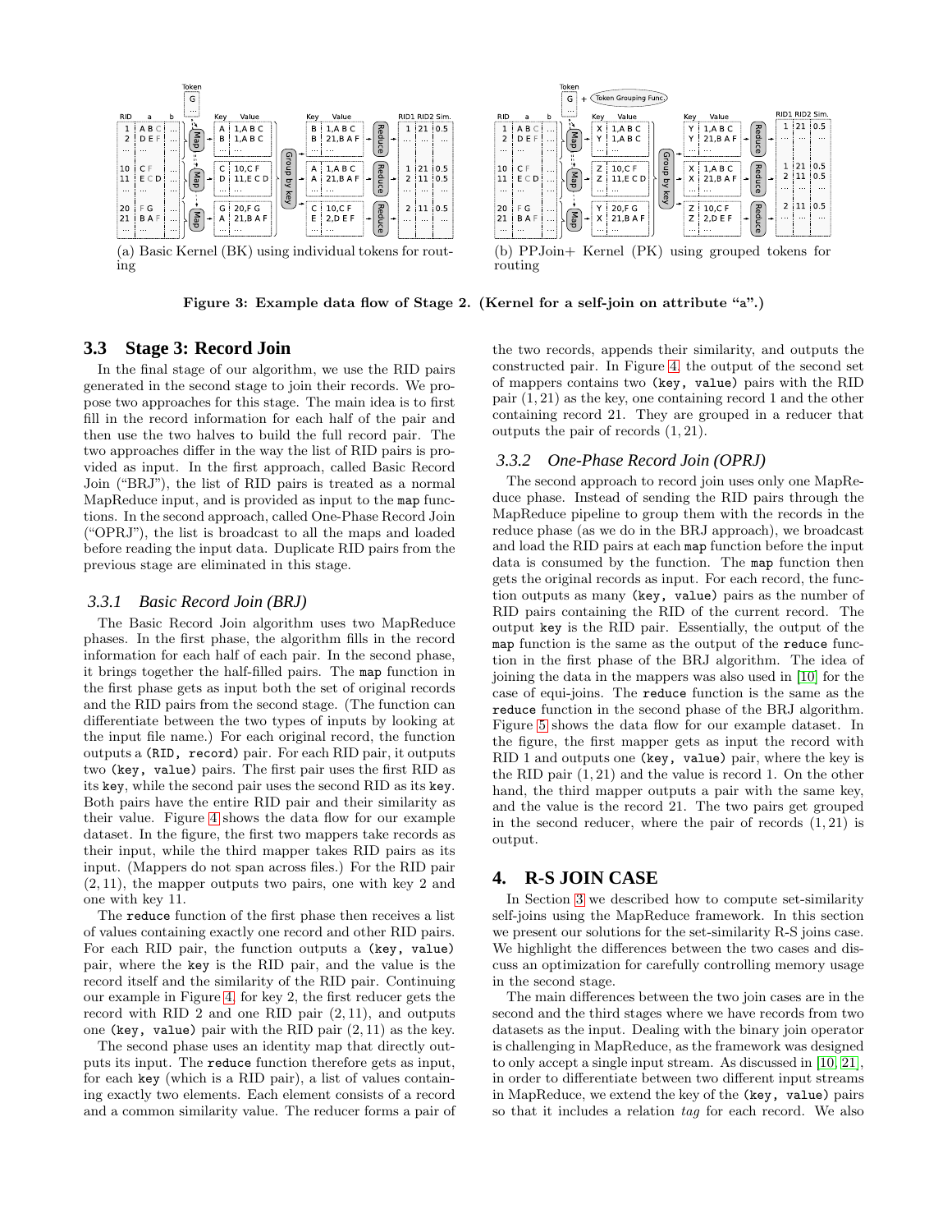(a) Basic Kernel (BK) using individual tokens for routing

(b) PPJoin+ Kernel (PK) using grouped tokens for routing

**Figure 3: Example data flow of Stage 2. (Kernel for a self-join on attribute "a".)**

## 3.3 Stage 3: Record Join

In the final stage of our algorithm, we use the RID pairs generated in the second stage to join their records. We propose two approaches for this stage. The main idea is to first fill in the record information for each half of the pair and then use the two halves to build the full record pair. The two approaches differ in the way the list of RID pairs is provided as input. In the first approach, called Basic Record Join ("BRJ"), the list of RID pairs is treated as a normal MapReduce input, and is provided as input to the `map` functions. In the second approach, called One-Phase Record Join ("OPRJ"), the list is broadcast to all the maps and loaded before reading the input data. Duplicate RID pairs from the previous stage are eliminated in this stage.

### 3.3.1 Basic Record Join (BRJ)

The Basic Record Join algorithm uses two MapReduce phases. In the first phase, the algorithm fills in the record information for each half of each pair. In the second phase, it brings together the half-filled pairs. The `map` function in the first phase gets as input both the set of original records and the RID pairs from the second stage. (The function can differentiate between the two types of inputs by looking at the input file name.) For each original record, the function outputs a `(RID, record)` pair. For each RID pair, it outputs two `(key, value)` pairs. The first pair uses the first RID as its `key`, while the second pair uses the second RID as its `key`. Both pairs have the entire RID pair and their similarity as their value. Figure 4 shows the data flow for our example dataset. In the figure, the first two mappers take records as their input, while the third mapper takes RID pairs as its input. (Mappers do not span across files.) For the RID pair $(2, 11)$, the mapper outputs two pairs, one with key 2 and one with key 11.

The `reduce` function of the first phase then receives a list of values containing exactly one record and other RID pairs. For each RID pair, the function outputs a `(key, value)` pair, where the `key` is the RID pair, and the value is the record itself and the similarity of the RID pair. Continuing our example in Figure 4, for key 2, the first reducer gets the record with RID 2 and one RID pair $(2, 11)$, and outputs one `(key, value)` pair with the RID pair $(2, 11)$ as the key.

The second phase uses an identity map that directly outputs its input. The `reduce` function therefore gets as input, for each `key` (which is a RID pair), a list of values containing exactly two elements. Each element consists of a record and a common similarity value. The reducer forms a pair of the two records, appends their similarity, and outputs the constructed pair. In Figure 4, the output of the second set of mappers contains two `(key, value)` pairs with the RID pair $(1, 21)$ as the key, one containing record 1 and the other containing record 21. They are grouped in a reducer that outputs the pair of records $(1, 21)$.

### 3.3.2 One-Phase Record Join (OPRJ)

The second approach to record join uses only one MapReduce phase. Instead of sending the RID pairs through the MapReduce pipeline to group them with the records in the reduce phase (as we do in the BRJ approach), we broadcast and load the RID pairs at each `map` function before the input data is consumed by the function. The `map` function then gets the original records as input. For each record, the function outputs as many `(key, value)` pairs as the number of RID pairs containing the RID of the current record. The output `key` is the RID pair. Essentially, the output of the `map` function is the same as the output of the `reduce` function in the first phase of the BRJ algorithm. The idea of joining the data in the mappers was also used in [10] for the case of equi-joins. The `reduce` function is the same as the `reduce` function in the second phase of the BRJ algorithm. Figure 5 shows the data flow for our example dataset. In the figure, the first mapper gets as input the record with RID 1 and outputs one `(key, value)` pair, where the key is the RID pair $(1, 21)$ and the value is record 1. On the other hand, the third mapper outputs a pair with the same key, and the value is the record 21. The two pairs get grouped in the second reducer, where the pair of records $(1, 21)$ is output.

# 4. R-S JOIN CASE

In Section 3 we described how to compute set-similarity self-joins using the MapReduce framework. In this section we present our solutions for the set-similarity R-S joins case. We highlight the differences between the two cases and discuss an optimization for carefully controlling memory usage in the second stage.

The main differences between the two join cases are in the second and the third stages where we have records from two datasets as the input. Dealing with the binary join operator is challenging in MapReduce, as the framework was designed to only accept a single input stream. As discussed in [10, 21], in order to differentiate between two different input streams in MapReduce, we extend the key of the `(key, value)` pairs so that it includes a relation *tag* for each record. We also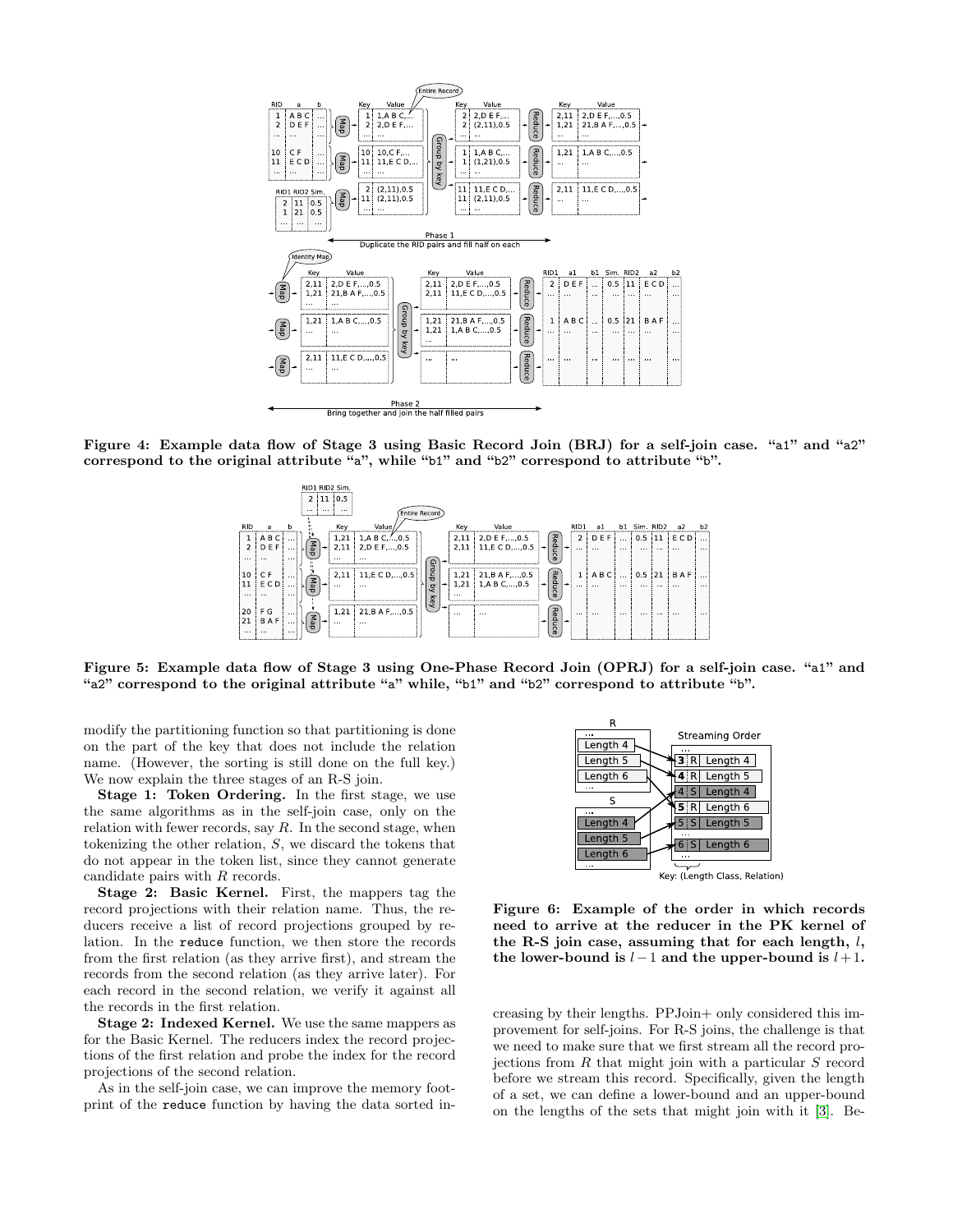**Figure 4: Example data flow of Stage 3 using Basic Record Join (BRJ) for a self-join case. "a1" and "a2" correspond to the original attribute "a", while "b1" and "b2" correspond to attribute "b".**

**Figure 5: Example data flow of Stage 3 using One-Phase Record Join (OPRJ) for a self-join case. "a1" and "a2" correspond to the original attribute "a" while, "b1" and "b2" correspond to attribute "b".**

modify the partitioning function so that partitioning is done on the part of the key that does not include the relation name. (However, the sorting is still done on the full key.) We now explain the three stages of an R-S join.

**Stage 1: Token Ordering.** In the first stage, we use the same algorithms as in the self-join case, only on the relation with fewer records, say $R$. In the second stage, when tokenizing the other relation, $S$, we discard the tokens that do not appear in the token list, since they cannot generate candidate pairs with $R$ records.

**Stage 2: Basic Kernel.** First, the mappers tag the record projections with their relation name. Thus, the reducers receive a list of record projections grouped by relation. In the `reduce` function, we then store the records from the first relation (as they arrive first), and stream the records from the second relation (as they arrive later). For each record in the second relation, we verify it against all the records in the first relation.

**Stage 2: Indexed Kernel.** We use the same mappers as for the Basic Kernel. The reducers index the record projections of the first relation and probe the index for the record projections of the second relation.

As in the self-join case, we can improve the memory footprint of the `reduce` function by having the data sorted increasing by their lengths. PPJoin+ only considered this improvement for self-joins. For R-S joins, the challenge is that we need to make sure that we first stream all the record projections from $R$ that might join with a particular $S$ record before we stream this record. Specifically, given the length of a set, we can define a lower-bound and an upper-bound on the lengths of the sets that might join with it [3]. Be-

**Figure 6: Example of the order in which records need to arrive at the reducer in the PK kernel of the R-S join case, assuming that for each length, $l$, the lower-bound is $l-1$ and the upper-bound is $l+1$.**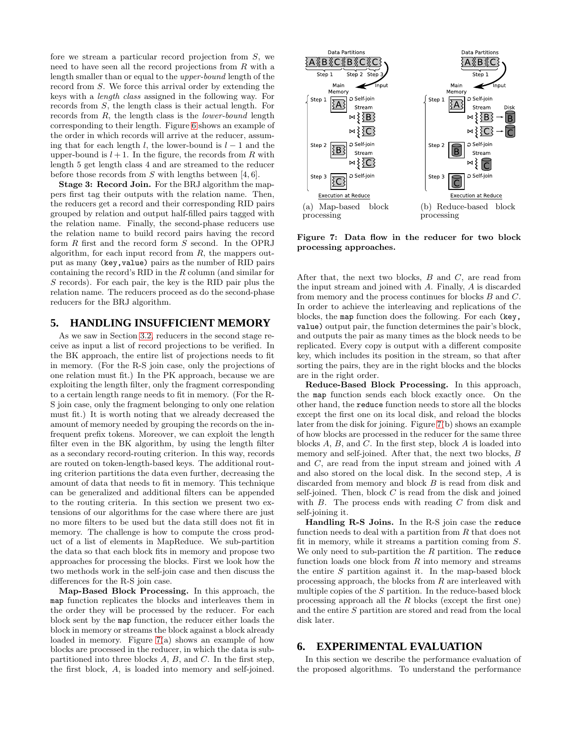fore we stream a particular record projection from $S$, we need to have seen all the record projections from $R$ with a length smaller than or equal to the *upper-bound* length of the record from $S$. We force this arrival order by extending the keys with a *length class* assigned in the following way. For records from $S$, the length class is their actual length. For records from $R$, the length class is the *lower-bound* length corresponding to their length. Figure 6 shows an example of the order in which records will arrive at the reducer, assuming that for each length $l$, the lower-bound is $l-1$ and the upper-bound is $l+1$. In the figure, the records from $R$ with length 5 get length class 4 and are streamed to the reducer before those records from $S$ with lengths between $[4, 6]$.

**Stage 3: Record Join.** For the BRJ algorithm the mappers first tag their outputs with the relation name. Then, the reducers get a record and their corresponding RID pairs grouped by relation and output half-filled pairs tagged with the relation name. Finally, the second-phase reducers use the relation name to build record pairs having the record form $R$ first and the record form $S$ second. In the OPRJ algorithm, for each input record from $R$, the mappers output as many (key,value) pairs as the number of RID pairs containing the record's RID in the $R$ column (and similar for $S$ records). For each pair, the key is the RID pair plus the relation name. The reducers proceed as do the second-phase reducers for the BRJ algorithm.

## 5. HANDLING INSUFFICIENT MEMORY

As we saw in Section 3.2, reducers in the second stage receive as input a list of record projections to be verified. In the BK approach, the entire list of projections needs to fit in memory. (For the R-S join case, only the projections of one relation must fit.) In the PK approach, because we are exploiting the length filter, only the fragment corresponding to a certain length range needs to fit in memory. (For the R-S join case, only the fragment belonging to only one relation must fit.) It is worth noting that we already decreased the amount of memory needed by grouping the records on the infrequent prefix tokens. Moreover, we can exploit the length filter even in the BK algorithm, by using the length filter as a secondary record-routing criterion. In this way, records are routed on token-length-based keys. The additional routing criterion partitions the data even further, decreasing the amount of data that needs to fit in memory. This technique can be generalized and additional filters can be appended to the routing criteria. In this section we present two extensions of our algorithms for the case where there are just no more filters to be used but the data still does not fit in memory. The challenge is how to compute the cross product of a list of elements in MapReduce. We sub-partition the data so that each block fits in memory and propose two approaches for processing the blocks. First we look how the two methods work in the self-join case and then discuss the differences for the R-S join case.

**Map-Based Block Processing.** In this approach, the map function replicates the blocks and interleaves them in the order they will be processed by the reducer. For each block sent by the map function, the reducer either loads the block in memory or streams the block against a block already loaded in memory. Figure 7(a) shows an example of how blocks are processed in the reducer, in which the data is sub-partitioned into three blocks $A$, $B$, and $C$. In the first step, the first block, $A$, is loaded into memory and self-joined.

Data Partitions
A B C B C C
Step 1 Step 2 Step 3
Main Memory
Input
Step 1 A Self-join Stream ⋈ B ⋈ C
Step 2 B Self-join Stream ⋈ C
Step 3 C Self-join
Execution at Reduce

(a) Map-based block processing

Data Partitions
A B C
Step 1
Main Memory
Input
Step 1 A Self-join Stream Disk ⋈ B → B ⋈ C → C
Step 2 B Self-join Stream ⋈ C
Step 3 C Self-join
Execution at Reduce

(b) Reduce-based block processing

**Figure 7: Data flow in the reducer for two block processing approaches.**

After that, the next two blocks, $B$ and $C$, are read from the input stream and joined with $A$. Finally, $A$ is discarded from memory and the process continues for blocks $B$ and $C$. In order to achieve the interleaving and replications of the blocks, the map function does the following. For each (key, value) output pair, the function determines the pair's block, and outputs the pair as many times as the block needs to be replicated. Every copy is output with a different composite key, which includes its position in the stream, so that after sorting the pairs, they are in the right blocks and the blocks are in the right order.

**Reduce-Based Block Processing.** In this approach, the map function sends each block exactly once. On the other hand, the reduce function needs to store all the blocks except the first one on its local disk, and reload the blocks later from the disk for joining. Figure 7(b) shows an example of how blocks are processed in the reducer for the same three blocks $A$, $B$, and $C$. In the first step, block $A$ is loaded into memory and self-joined. After that, the next two blocks, $B$ and $C$, are read from the input stream and joined with $A$ and also stored on the local disk. In the second step, $A$ is discarded from memory and block $B$ is read from disk and self-joined. Then, block $C$ is read from the disk and joined with $B$. The process ends with reading $C$ from disk and self-joining it.

**Handling R-S Joins.** In the R-S join case the reduce function needs to deal with a partition from $R$ that does not fit in memory, while it streams a partition coming from $S$. We only need to sub-partition the $R$ partition. The reduce function loads one block from $R$ into memory and streams the entire $S$ partition against it. In the map-based block processing approach, the blocks from $R$ are interleaved with multiple copies of the $S$ partition. In the reduce-based block processing approach all the $R$ blocks (except the first one) and the entire $S$ partition are stored and read from the local disk later.

## 6. EXPERIMENTAL EVALUATION

In this section we describe the performance evaluation of the proposed algorithms. To understand the performance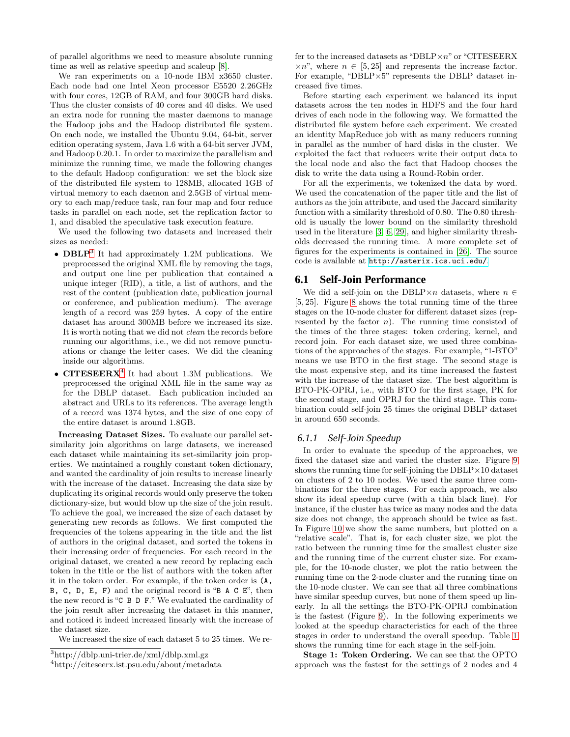of parallel algorithms we need to measure absolute running time as well as relative speedup and scaleup [8].

We ran experiments on a 10-node IBM x3650 cluster. Each node had one Intel Xeon processor E5520 2.26GHz with four cores, 12GB of RAM, and four 300GB hard disks. Thus the cluster consists of 40 cores and 40 disks. We used an extra node for running the master daemons to manage the Hadoop jobs and the Hadoop distributed file system. On each node, we installed the Ubuntu 9.04, 64-bit, server edition operating system, Java 1.6 with a 64-bit server JVM, and Hadoop 0.20.1. In order to maximize the parallelism and minimize the running time, we made the following changes to the default Hadoop configuration: we set the block size of the distributed file system to 128MB, allocated 1GB of virtual memory to each daemon and 2.5GB of virtual memory to each map/reduce task, ran four map and four reduce tasks in parallel on each node, set the replication factor to 1, and disabled the speculative task execution feature.

We used the following two datasets and increased their sizes as needed:

- **DBLP**[3] It had approximately 1.2M publications. We preprocessed the original XML file by removing the tags, and output one line per publication that contained a unique integer (RID), a title, a list of authors, and the rest of the content (publication date, publication journal or conference, and publication medium). The average length of a record was 259 bytes. A copy of the entire dataset has around 300MB before we increased its size. It is worth noting that we did not *clean* the records before running our algorithms, i.e., we did not remove punctuations or change the letter cases. We did the cleaning inside our algorithms.
- **CITESEERX**[4] It had about 1.3M publications. We preprocessed the original XML file in the same way as for the DBLP dataset. Each publication included an abstract and URLs to its references. The average length of a record was 1374 bytes, and the size of one copy of the entire dataset is around 1.8GB.

**Increasing Dataset Sizes.** To evaluate our parallel set-similarity join algorithms on large datasets, we increased each dataset while maintaining its set-similarity join properties. We maintained a roughly constant token dictionary, and wanted the cardinality of join results to increase linearly with the increase of the dataset. Increasing the data size by duplicating its original records would only preserve the token dictionary-size, but would blow up the size of the join result. To achieve the goal, we increased the size of each dataset by generating new records as follows. We first computed the frequencies of the tokens appearing in the title and the list of authors in the original dataset, and sorted the tokens in their increasing order of frequencies. For each record in the original dataset, we created a new record by replacing each token in the title or the list of authors with the token after it in the token order. For example, if the token order is (A, B, C, D, E, F) and the original record is "B A C E", then the new record is "C B D F." We evaluated the cardinality of the join result after increasing the dataset in this manner, and noticed it indeed increased linearly with the increase of the dataset size.

We increased the size of each dataset 5 to 25 times. We refer to the increased datasets as "DBLP$\times n$" or "CITESEERX $\times n$", where $n \in [5, 25]$ and represents the increase factor. For example, "DBLP$\times$5" represents the DBLP dataset increased five times.

Before starting each experiment we balanced its input datasets across the ten nodes in HDFS and the four hard drives of each node in the following way. We formatted the distributed file system before each experiment. We created an identity MapReduce job with as many reducers running in parallel as the number of hard disks in the cluster. We exploited the fact that reducers write their output data to the local node and also the fact that Hadoop chooses the disk to write the data using a Round-Robin order.

For all the experiments, we tokenized the data by word. We used the concatenation of the paper title and the list of authors as the join attribute, and used the Jaccard similarity function with a similarity threshold of 0.80. The 0.80 threshold is usually the lower bound on the similarity threshold used in the literature [3, 6, 29], and higher similarity thresholds decreased the running time. A more complete set of figures for the experiments is contained in [26]. The source code is available at http://asterix.ics.uci.edu/.

## 6.1 Self-Join Performance

We did a self-join on the DBLP$\times n$ datasets, where $n \in [5, 25]$. Figure 8 shows the total running time of the three stages on the 10-node cluster for different dataset sizes (represented by the factor $n$). The running time consisted of the times of the three stages: token ordering, kernel, and record join. For each dataset size, we used three combinations of the approaches of the stages. For example, "1-BTO" means we use BTO in the first stage. The second stage is the most expensive step, and its time increased the fastest with the increase of the dataset size. The best algorithm is BTO-PK-OPRJ, i.e., with BTO for the first stage, PK for the second stage, and OPRJ for the third stage. This combination could self-join 25 times the original DBLP dataset in around 650 seconds.

### 6.1.1 *Self-Join Speedup*

In order to evaluate the speedup of the approaches, we fixed the dataset size and varied the cluster size. Figure 9 shows the running time for self-joining the DBLP$\times$10 dataset on clusters of 2 to 10 nodes. We used the same three combinations for the three stages. For each approach, we also show its ideal speedup curve (with a thin black line). For instance, if the cluster has twice as many nodes and the data size does not change, the approach should be twice as fast. In Figure 10 we show the same numbers, but plotted on a "relative scale". That is, for each cluster size, we plot the ratio between the running time for the smallest cluster size and the running time of the current cluster size. For example, for the 10-node cluster, we plot the ratio between the running time on the 2-node cluster and the running time on the 10-node cluster. We can see that all three combinations have similar speedup curves, but none of them speed up linearly. In all the settings the BTO-PK-OPRJ combination is the fastest (Figure 9). In the following experiments we looked at the speedup characteristics for each of the three stages in order to understand the overall speedup. Table 1 shows the running time for each stage in the self-join.

**Stage 1: Token Ordering.** We can see that the OPTO approach was the fastest for the settings of 2 nodes and 4

[3]http://dblp.uni-trier.de/xml/dblp.xml.gz

[4]http://citeseerx.ist.psu.edu/about/metadata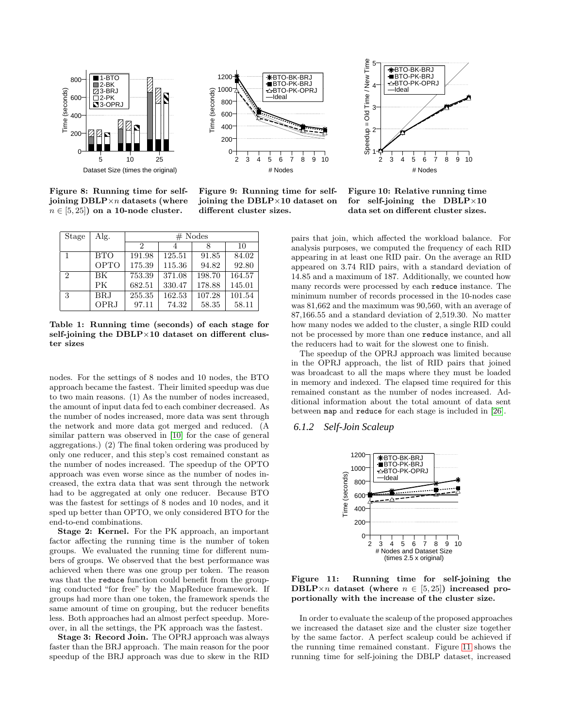Figure 8: Running time for self-joining DBLP×$n$ datasets (where $n \in [5, 25]$) on a 10-node cluster.

Figure 9: Running time for self-joining the DBLP×10 dataset on different cluster sizes.

Figure 10: Relative running time for self-joining the DBLP×10 data set on different cluster sizes.

| Stage | Alg. | # Nodes | | | |
|---|---|---|---|---|---|
| | | 2 | 4 | 8 | 10 |
| 1 | BTO | 191.98 | 125.51 | 91.85 | 84.02 |
| | OPTO | 175.39 | 115.36 | 94.82 | 92.80 |
| 2 | BK | 753.39 | 371.08 | 198.70 | 164.57 |
| | PK | 682.51 | 330.47 | 178.88 | 145.01 |
| 3 | BRJ | 255.35 | 162.53 | 107.28 | 101.54 |
| | OPRJ | 97.11 | 74.32 | 58.35 | 58.11 |

**Table 1: Running time (seconds) of each stage for self-joining the DBLP×10 dataset on different cluster sizes**

nodes. For the settings of 8 nodes and 10 nodes, the BTO approach became the fastest. Their limited speedup was due to two main reasons. (1) As the number of nodes increased, the amount of input data fed to each combiner decreased. As the number of nodes increased, more data was sent through the network and more data got merged and reduced. (A similar pattern was observed in [10] for the case of general aggregations.) (2) The final token ordering was produced by only one reducer, and this step's cost remained constant as the number of nodes increased. The speedup of the OPTO approach was even worse since as the number of nodes increased, the extra data that was sent through the network had to be aggregated at only one reducer. Because BTO was the fastest for settings of 8 nodes and 10 nodes, and it sped up better than OPTO, we only considered BTO for the end-to-end combinations.

**Stage 2: Kernel.** For the PK approach, an important factor affecting the running time is the number of token groups. We evaluated the running time for different numbers of groups. We observed that the best performance was achieved when there was one group per token. The reason was that the `reduce` function could benefit from the grouping conducted "for free" by the MapReduce framework. If groups had more than one token, the framework spends the same amount of time on grouping, but the reducer benefits less. Both approaches had an almost perfect speedup. Moreover, in all the settings, the PK approach was the fastest.

**Stage 3: Record Join.** The OPRJ approach was always faster than the BRJ approach. The main reason for the poor speedup of the BRJ approach was due to skew in the RID pairs that join, which affected the workload balance. For analysis purposes, we computed the frequency of each RID appearing in at least one RID pair. On the average an RID appeared on 3.74 RID pairs, with a standard deviation of 14.85 and a maximum of 187. Additionally, we counted how many records were processed by each `reduce` instance. The minimum number of records processed in the 10-nodes case was 81,662 and the maximum was 90,560, with an average of 87,166.55 and a standard deviation of 2,519.30. No matter how many nodes we added to the cluster, a single RID could not be processed by more than one `reduce` instance, and all the reducers had to wait for the slowest one to finish.

The speedup of the OPRJ approach was limited because in the OPRJ approach, the list of RID pairs that joined was broadcast to all the maps where they must be loaded in memory and indexed. The elapsed time required for this remained constant as the number of nodes increased. Additional information about the total amount of data sent between `map` and `reduce` for each stage is included in [26].

### 6.1.2 Self-Join Scaleup

Figure 11: Running time for self-joining the DBLP×$n$ dataset (where $n \in [5, 25]$) increased proportionally with the increase of the cluster size.

In order to evaluate the scaleup of the proposed approaches we increased the dataset size and the cluster size together by the same factor. A perfect scaleup could be achieved if the running time remained constant. Figure 11 shows the running time for self-joining the DBLP dataset, increased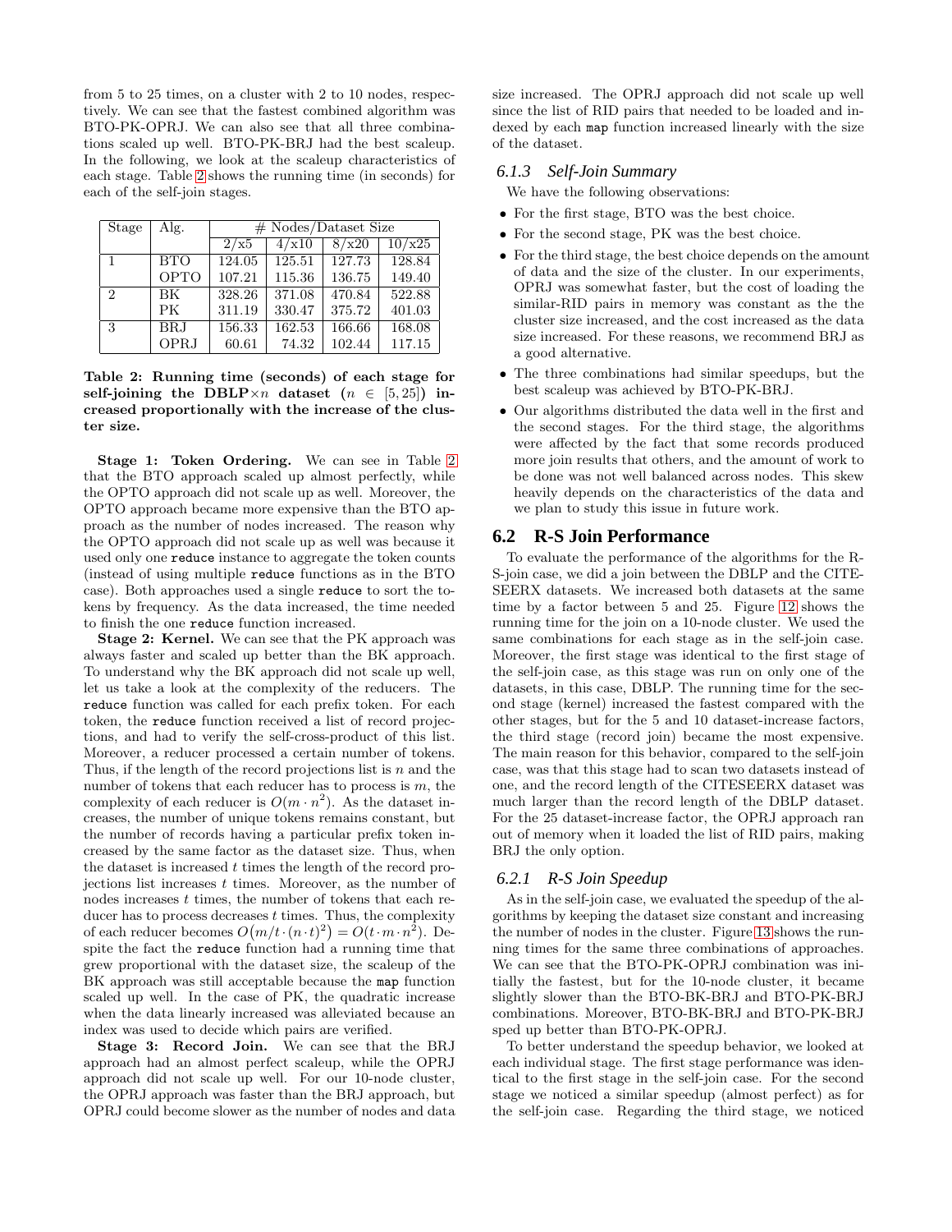from 5 to 25 times, on a cluster with 2 to 10 nodes, respectively. We can see that the fastest combined algorithm was BTO-PK-OPRJ. We can also see that all three combinations scaled up well. BTO-PK-BRJ had the best scaleup. In the following, we look at the scaleup characteristics of each stage. Table 2 shows the running time (in seconds) for each of the self-join stages.

| Stage | Alg. | # Nodes/Dataset Size | | | |
|---|---|---|---|---|---|
| | | 2/x5 | 4/x10 | 8/x20 | 10/x25 |
| 1 | BTO | 124.05 | 125.51 | 127.73 | 128.84 |
| | OPTO | 107.21 | 115.36 | 136.75 | 149.40 |
| 2 | BK | 328.26 | 371.08 | 470.84 | 522.88 |
| | PK | 311.19 | 330.47 | 375.72 | 401.03 |
| 3 | BRJ | 156.33 | 162.53 | 166.66 | 168.08 |
| | OPRJ | 60.61 | 74.32 | 102.44 | 117.15 |

**Table 2: Running time (seconds) of each stage for self-joining the DBLP×$n$ dataset ($n \in [5, 25]$) increased proportionally with the increase of the cluster size.**

**Stage 1: Token Ordering.** We can see in Table 2 that the BTO approach scaled up almost perfectly, while the OPTO approach did not scale up as well. Moreover, the OPTO approach became more expensive than the BTO approach as the number of nodes increased. The reason why the OPTO approach did not scale up as well was because it used only one `reduce` instance to aggregate the token counts (instead of using multiple `reduce` functions as in the BTO case). Both approaches used a single `reduce` to sort the tokens by frequency. As the data increased, the time needed to finish the one `reduce` function increased.

**Stage 2: Kernel.** We can see that the PK approach was always faster and scaled up better than the BK approach. To understand why the BK approach did not scale up well, let us take a look at the complexity of the reducers. The `reduce` function was called for each prefix token. For each token, the `reduce` function received a list of record projections, and had to verify the self-cross-product of this list. Moreover, a reducer processed a certain number of tokens. Thus, if the length of the record projections list is $n$ and the number of tokens that each reducer has to process is $m$, the complexity of each reducer is $O(m \cdot n^2)$. As the dataset increases, the number of unique tokens remains constant, but the number of records having a particular prefix token increased by the same factor as the dataset size. Thus, when the dataset is increased $t$ times the length of the record projections list increases $t$ times. Moreover, as the number of nodes increases $t$ times, the number of tokens that each reducer has to process decreases $t$ times. Thus, the complexity of each reducer becomes $O\big(m/t \cdot (n \cdot t)^2\big) = O(t \cdot m \cdot n^2)$. Despite the fact the `reduce` function had a running time that grew proportional with the dataset size, the scaleup of the BK approach was still acceptable because the `map` function scaled up well. In the case of PK, the quadratic increase when the data linearly increased was alleviated because an index was used to decide which pairs are verified.

**Stage 3: Record Join.** We can see that the BRJ approach had an almost perfect scaleup, while the OPRJ approach did not scale up well. For our 10-node cluster, the OPRJ approach was faster than the BRJ approach, but OPRJ could become slower as the number of nodes and data size increased. The OPRJ approach did not scale up well since the list of RID pairs that needed to be loaded and indexed by each `map` function increased linearly with the size of the dataset.

### 6.1.3 Self-Join Summary

We have the following observations:

- For the first stage, BTO was the best choice.
- For the second stage, PK was the best choice.
- For the third stage, the best choice depends on the amount of data and the size of the cluster. In our experiments, OPRJ was somewhat faster, but the cost of loading the similar-RID pairs in memory was constant as the the cluster size increased, and the cost increased as the data size increased. For these reasons, we recommend BRJ as a good alternative.
- The three combinations had similar speedups, but the best scaleup was achieved by BTO-PK-BRJ.
- Our algorithms distributed the data well in the first and the second stages. For the third stage, the algorithms were affected by the fact that some records produced more join results that others, and the amount of work to be done was not well balanced across nodes. This skew heavily depends on the characteristics of the data and we plan to study this issue in future work.

## 6.2 R-S Join Performance

To evaluate the performance of the algorithms for the R-S-join case, we did a join between the DBLP and the CITESEERX datasets. We increased both datasets at the same time by a factor between 5 and 25. Figure 12 shows the running time for the join on a 10-node cluster. We used the same combinations for each stage as in the self-join case. Moreover, the first stage was identical to the first stage of the self-join case, as this stage was run on only one of the datasets, in this case, DBLP. The running time for the second stage (kernel) increased the fastest compared with the other stages, but for the 5 and 10 dataset-increase factors, the third stage (record join) became the most expensive. The main reason for this behavior, compared to the self-join case, was that this stage had to scan two datasets instead of one, and the record length of the CITESEERX dataset was much larger than the record length of the DBLP dataset. For the 25 dataset-increase factor, the OPRJ approach ran out of memory when it loaded the list of RID pairs, making BRJ the only option.

### 6.2.1 R-S Join Speedup

As in the self-join case, we evaluated the speedup of the algorithms by keeping the dataset size constant and increasing the number of nodes in the cluster. Figure 13 shows the running times for the same three combinations of approaches. We can see that the BTO-PK-OPRJ combination was initially the fastest, but for the 10-node cluster, it became slightly slower than the BTO-BK-BRJ and BTO-PK-BRJ combinations. Moreover, BTO-BK-BRJ and BTO-PK-BRJ sped up better than BTO-PK-OPRJ.

To better understand the speedup behavior, we looked at each individual stage. The first stage performance was identical to the first stage in the self-join case. For the second stage we noticed a similar speedup (almost perfect) as for the self-join case. Regarding the third stage, we noticed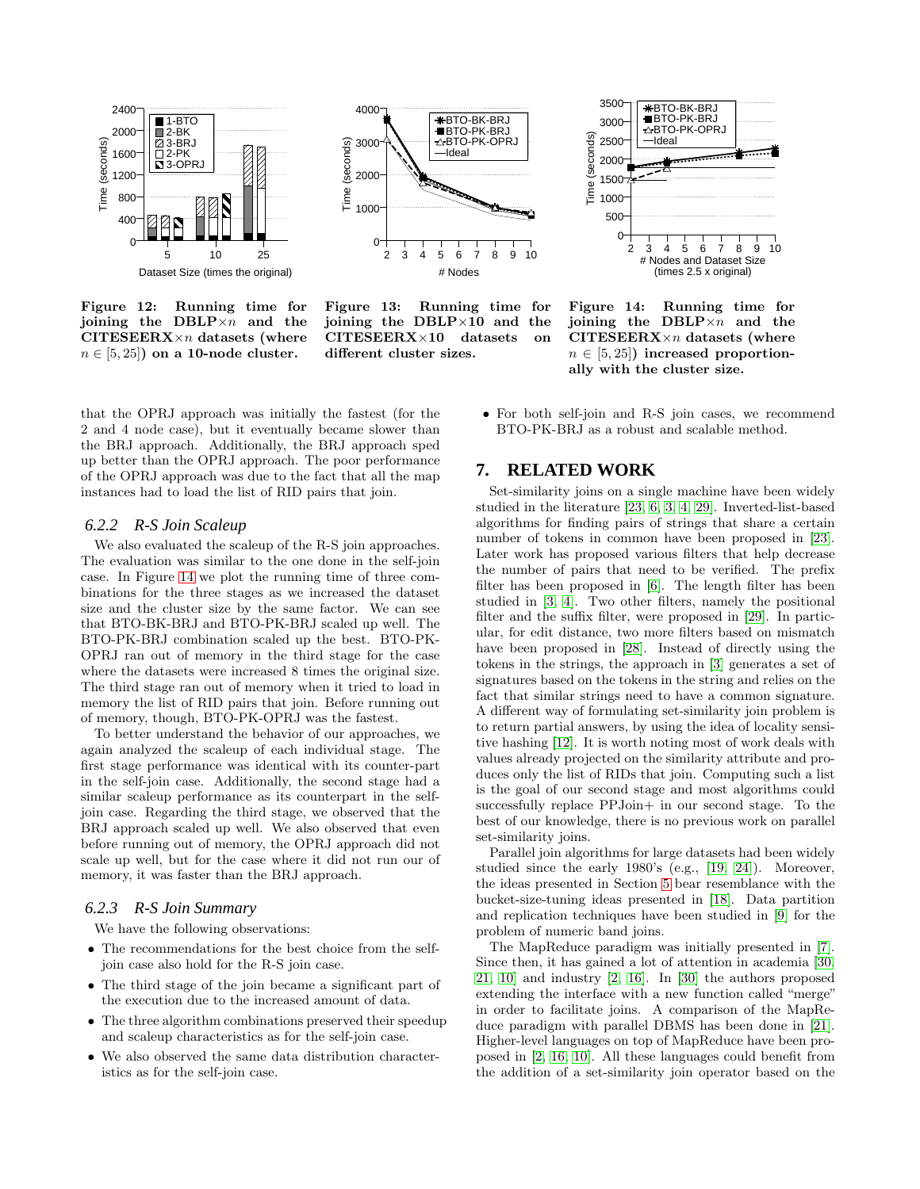Figure 12: Running time for joining the DBLP×$n$ and the CITESEERX×$n$ datasets (where $n \in [5, 25]$) on a 10-node cluster.

Figure 13: Running time for joining the DBLP×10 and the CITESEERX×10 datasets on different cluster sizes.

Figure 14: Running time for joining the DBLP×$n$ and the CITESEERX×$n$ datasets (where $n \in [5, 25]$) increased proportionally with the cluster size.

that the OPRJ approach was initially the fastest (for the 2 and 4 node case), but it eventually became slower than the BRJ approach. Additionally, the BRJ approach sped up better than the OPRJ approach. The poor performance of the OPRJ approach was due to the fact that all the map instances had to load the list of RID pairs that join.

### 6.2.2 R-S Join Scaleup

We also evaluated the scaleup of the R-S join approaches. The evaluation was similar to the one done in the self-join case. In Figure 14 we plot the running time of three combinations for the three stages as we increased the dataset size and the cluster size by the same factor. We can see that BTO-BK-BRJ and BTO-PK-BRJ scaled up well. The BTO-PK-BRJ combination scaled up the best. BTO-PK-OPRJ ran out of memory in the third stage for the case where the datasets were increased 8 times the original size. The third stage ran out of memory when it tried to load in memory the list of RID pairs that join. Before running out of memory, though, BTO-PK-OPRJ was the fastest.

To better understand the behavior of our approaches, we again analyzed the scaleup of each individual stage. The first stage performance was identical with its counter-part in the self-join case. Additionally, the second stage had a similar scaleup performance as its counterpart in the self-join case. Regarding the third stage, we observed that the BRJ approach scaled up well. We also observed that even before running out of memory, the OPRJ approach did not scale up well, but for the case where it did not run our of memory, it was faster than the BRJ approach.

### 6.2.3 R-S Join Summary

We have the following observations:

- The recommendations for the best choice from the self-join case also hold for the R-S join case.
- The third stage of the join became a significant part of the execution due to the increased amount of data.
- The three algorithm combinations preserved their speedup and scaleup characteristics as for the self-join case.
- We also observed the same data distribution characteristics as for the self-join case.
- For both self-join and R-S join cases, we recommend BTO-PK-BRJ as a robust and scalable method.

## 7. RELATED WORK

Set-similarity joins on a single machine have been widely studied in the literature [23, 6, 3, 4, 29]. Inverted-list-based algorithms for finding pairs of strings that share a certain number of tokens in common have been proposed in [23]. Later work has proposed various filters that help decrease the number of pairs that need to be verified. The prefix filter has been proposed in [6]. The length filter has been studied in [3, 4]. Two other filters, namely the positional filter and the suffix filter, were proposed in [29]. In particular, for edit distance, two more filters based on mismatch have been proposed in [28]. Instead of directly using the tokens in the strings, the approach in [3] generates a set of signatures based on the tokens in the string and relies on the fact that similar strings need to have a common signature. A different way of formulating set-similarity join problem is to return partial answers, by using the idea of locality sensitive hashing [12]. It is worth noting most of work deals with values already projected on the similarity attribute and produces only the list of RIDs that join. Computing such a list is the goal of our second stage and most algorithms could successfully replace PPJoin+ in our second stage. To the best of our knowledge, there is no previous work on parallel set-similarity joins.

Parallel join algorithms for large datasets had been widely studied since the early 1980's (e.g., [19, 24]). Moreover, the ideas presented in Section 5 bear resemblance with the bucket-size-tuning ideas presented in [18]. Data partition and replication techniques have been studied in [9] for the problem of numeric band joins.

The MapReduce paradigm was initially presented in [7]. Since then, it has gained a lot of attention in academia [30, 21, 10] and industry [2, 16]. In [30] the authors proposed extending the interface with a new function called "merge" in order to facilitate joins. A comparison of the MapReduce paradigm with parallel DBMS has been done in [21]. Higher-level languages on top of MapReduce have been proposed in [2, 16, 10]. All these languages could benefit from the addition of a set-similarity join operator based on the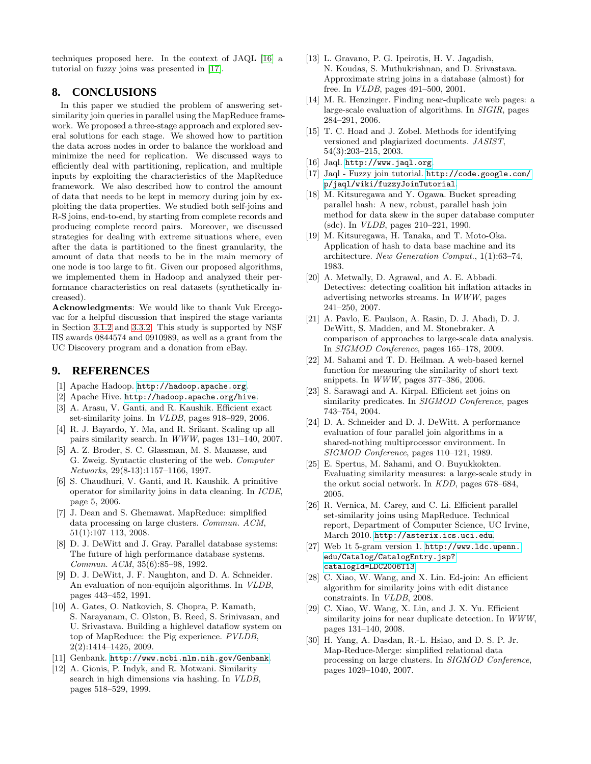techniques proposed here. In the context of JAQL [16] a tutorial on fuzzy joins was presented in [17].

## 8. CONCLUSIONS

In this paper we studied the problem of answering set-similarity join queries in parallel using the MapReduce framework. We proposed a three-stage approach and explored several solutions for each stage. We showed how to partition the data across nodes in order to balance the workload and minimize the need for replication. We discussed ways to efficiently deal with partitioning, replication, and multiple inputs by exploiting the characteristics of the MapReduce framework. We also described how to control the amount of data that needs to be kept in memory during join by exploiting the data properties. We studied both self-joins and R-S joins, end-to-end, by starting from complete records and producing complete record pairs. Moreover, we discussed strategies for dealing with extreme situations where, even after the data is partitioned to the finest granularity, the amount of data that needs to be in the main memory of one node is too large to fit. Given our proposed algorithms, we implemented them in Hadoop and analyzed their performance characteristics on real datasets (synthetically increased).

**Acknowledgments**: We would like to thank Vuk Ercegovac for a helpful discussion that inspired the stage variants in Section 3.1.2 and 3.3.2. This study is supported by NSF IIS awards 0844574 and 0910989, as well as a grant from the UC Discovery program and a donation from eBay.

## 9. REFERENCES

[1] Apache Hadoop. http://hadoop.apache.org.

[2] Apache Hive. http://hadoop.apache.org/hive.

[3] A. Arasu, V. Ganti, and R. Kaushik. Efficient exact set-similarity joins. In *VLDB*, pages 918–929, 2006.

[4] R. J. Bayardo, Y. Ma, and R. Srikant. Scaling up all pairs similarity search. In *WWW*, pages 131–140, 2007.

[5] A. Z. Broder, S. C. Glassman, M. S. Manasse, and G. Zweig. Syntactic clustering of the web. *Computer Networks*, 29(8-13):1157–1166, 1997.

[6] S. Chaudhuri, V. Ganti, and R. Kaushik. A primitive operator for similarity joins in data cleaning. In *ICDE*, page 5, 2006.

[7] J. Dean and S. Ghemawat. MapReduce: simplified data processing on large clusters. *Commun. ACM*, 51(1):107–113, 2008.

[8] D. J. DeWitt and J. Gray. Parallel database systems: The future of high performance database systems. *Commun. ACM*, 35(6):85–98, 1992.

[9] D. J. DeWitt, J. F. Naughton, and D. A. Schneider. An evaluation of non-equijoin algorithms. In *VLDB*, pages 443–452, 1991.

[10] A. Gates, O. Natkovich, S. Chopra, P. Kamath, S. Narayanam, C. Olston, B. Reed, S. Srinivasan, and U. Srivastava. Building a highlevel dataflow system on top of MapReduce: the Pig experience. *PVLDB*, 2(2):1414–1425, 2009.

[11] Genbank. http://www.ncbi.nlm.nih.gov/Genbank.

[12] A. Gionis, P. Indyk, and R. Motwani. Similarity search in high dimensions via hashing. In *VLDB*, pages 518–529, 1999.

[13] L. Gravano, P. G. Ipeirotis, H. V. Jagadish, N. Koudas, S. Muthukrishnan, and D. Srivastava. Approximate string joins in a database (almost) for free. In *VLDB*, pages 491–500, 2001.

[14] M. R. Henzinger. Finding near-duplicate web pages: a large-scale evaluation of algorithms. In *SIGIR*, pages 284–291, 2006.

[15] T. C. Hoad and J. Zobel. Methods for identifying versioned and plagiarized documents. *JASIST*, 54(3):203–215, 2003.

[16] Jaql. http://www.jaql.org.

[17] Jaql - Fuzzy join tutorial. http://code.google.com/p/jaql/wiki/fuzzyJoinTutorial.

[18] M. Kitsuregawa and Y. Ogawa. Bucket spreading parallel hash: A new, robust, parallel hash join method for data skew in the super database computer (sdc). In *VLDB*, pages 210–221, 1990.

[19] M. Kitsuregawa, H. Tanaka, and T. Moto-Oka. Application of hash to data base machine and its architecture. *New Generation Comput.*, 1(1):63–74, 1983.

[20] A. Metwally, D. Agrawal, and A. E. Abbadi. Detectives: detecting coalition hit inflation attacks in advertising networks streams. In *WWW*, pages 241–250, 2007.

[21] A. Pavlo, E. Paulson, A. Rasin, D. J. Abadi, D. J. DeWitt, S. Madden, and M. Stonebraker. A comparison of approaches to large-scale data analysis. In *SIGMOD Conference*, pages 165–178, 2009.

[22] M. Sahami and T. D. Heilman. A web-based kernel function for measuring the similarity of short text snippets. In *WWW*, pages 377–386, 2006.

[23] S. Sarawagi and A. Kirpal. Efficient set joins on similarity predicates. In *SIGMOD Conference*, pages 743–754, 2004.

[24] D. A. Schneider and D. J. DeWitt. A performance evaluation of four parallel join algorithms in a shared-nothing multiprocessor environment. In *SIGMOD Conference*, pages 110–121, 1989.

[25] E. Spertus, M. Sahami, and O. Buyukkokten. Evaluating similarity measures: a large-scale study in the orkut social network. In *KDD*, pages 678–684, 2005.

[26] R. Vernica, M. Carey, and C. Li. Efficient parallel set-similarity joins using MapReduce. Technical report, Department of Computer Science, UC Irvine, March 2010. http://asterix.ics.uci.edu.

[27] Web 1t 5-gram version 1. http://www.ldc.upenn.edu/Catalog/CatalogEntry.jsp?catalogId=LDC2006T13.

[28] C. Xiao, W. Wang, and X. Lin. Ed-join: An efficient algorithm for similarity joins with edit distance constraints. In *VLDB*, 2008.

[29] C. Xiao, W. Wang, X. Lin, and J. X. Yu. Efficient similarity joins for near duplicate detection. In *WWW*, pages 131–140, 2008.

[30] H. Yang, A. Dasdan, R.-L. Hsiao, and D. S. P. Jr. Map-Reduce-Merge: simplified relational data processing on large clusters. In *SIGMOD Conference*, pages 1029–1040, 2007.